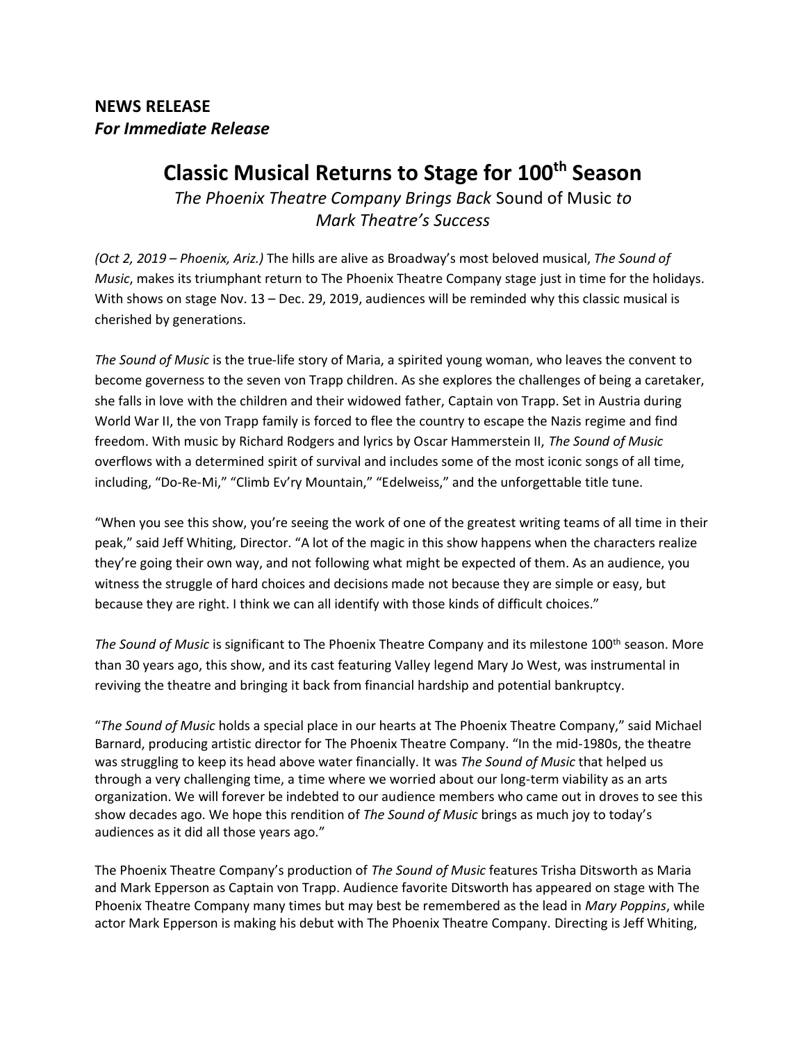**NEWS RELEASE**
***For Immediate Release***

# Classic Musical Returns to Stage for 100th Season

*The Phoenix Theatre Company Brings Back* Sound of Music *to Mark Theatre's Success*

*(Oct 2, 2019 – Phoenix, Ariz.)* The hills are alive as Broadway's most beloved musical, *The Sound of Music*, makes its triumphant return to The Phoenix Theatre Company stage just in time for the holidays. With shows on stage Nov. 13 – Dec. 29, 2019, audiences will be reminded why this classic musical is cherished by generations.

*The Sound of Music* is the true-life story of Maria, a spirited young woman, who leaves the convent to become governess to the seven von Trapp children. As she explores the challenges of being a caretaker, she falls in love with the children and their widowed father, Captain von Trapp. Set in Austria during World War II, the von Trapp family is forced to flee the country to escape the Nazis regime and find freedom. With music by Richard Rodgers and lyrics by Oscar Hammerstein II, *The Sound of Music* overflows with a determined spirit of survival and includes some of the most iconic songs of all time, including, "Do-Re-Mi," "Climb Ev'ry Mountain," "Edelweiss," and the unforgettable title tune.

"When you see this show, you're seeing the work of one of the greatest writing teams of all time in their peak," said Jeff Whiting, Director. "A lot of the magic in this show happens when the characters realize they're going their own way, and not following what might be expected of them. As an audience, you witness the struggle of hard choices and decisions made not because they are simple or easy, but because they are right. I think we can all identify with those kinds of difficult choices."

*The Sound of Music* is significant to The Phoenix Theatre Company and its milestone 100th season. More than 30 years ago, this show, and its cast featuring Valley legend Mary Jo West, was instrumental in reviving the theatre and bringing it back from financial hardship and potential bankruptcy.

"*The Sound of Music* holds a special place in our hearts at The Phoenix Theatre Company," said Michael Barnard, producing artistic director for The Phoenix Theatre Company. "In the mid-1980s, the theatre was struggling to keep its head above water financially. It was *The Sound of Music* that helped us through a very challenging time, a time where we worried about our long-term viability as an arts organization. We will forever be indebted to our audience members who came out in droves to see this show decades ago. We hope this rendition of *The Sound of Music* brings as much joy to today's audiences as it did all those years ago."

The Phoenix Theatre Company's production of *The Sound of Music* features Trisha Ditsworth as Maria and Mark Epperson as Captain von Trapp. Audience favorite Ditsworth has appeared on stage with The Phoenix Theatre Company many times but may best be remembered as the lead in *Mary Poppins*, while actor Mark Epperson is making his debut with The Phoenix Theatre Company. Directing is Jeff Whiting,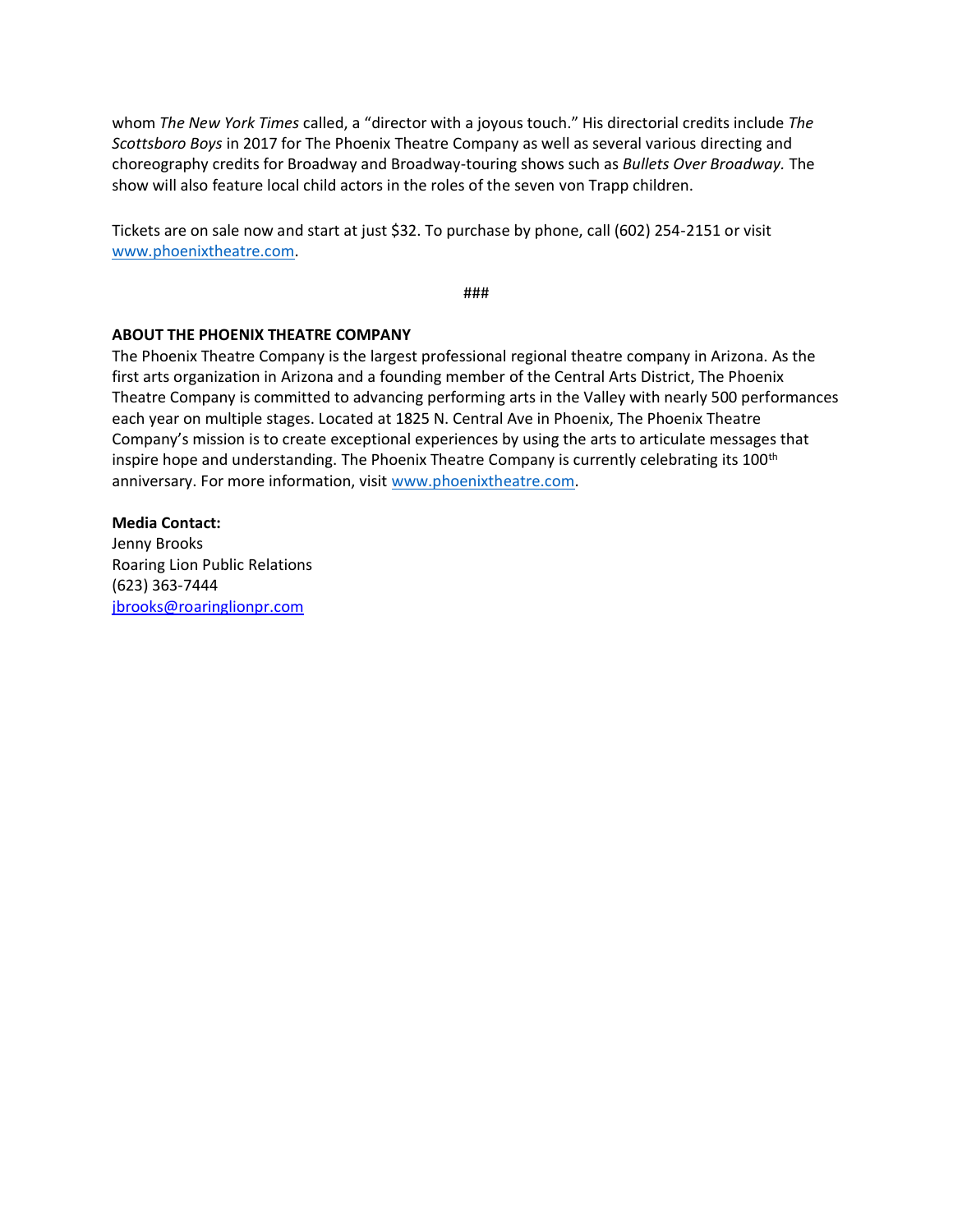whom *The New York Times* called, a "director with a joyous touch." His directorial credits include *The Scottsboro Boys* in 2017 for The Phoenix Theatre Company as well as several various directing and choreography credits for Broadway and Broadway-touring shows such as *Bullets Over Broadway.* The show will also feature local child actors in the roles of the seven von Trapp children.

Tickets are on sale now and start at just $32. To purchase by phone, call (602) 254-2151 or visit www.phoenixtheatre.com.

###

**ABOUT THE PHOENIX THEATRE COMPANY**
The Phoenix Theatre Company is the largest professional regional theatre company in Arizona. As the first arts organization in Arizona and a founding member of the Central Arts District, The Phoenix Theatre Company is committed to advancing performing arts in the Valley with nearly 500 performances each year on multiple stages. Located at 1825 N. Central Ave in Phoenix, The Phoenix Theatre Company's mission is to create exceptional experiences by using the arts to articulate messages that inspire hope and understanding. The Phoenix Theatre Company is currently celebrating its 100th anniversary. For more information, visit www.phoenixtheatre.com.

**Media Contact:**
Jenny Brooks
Roaring Lion Public Relations
(623) 363-7444
jbrooks@roaringlionpr.com